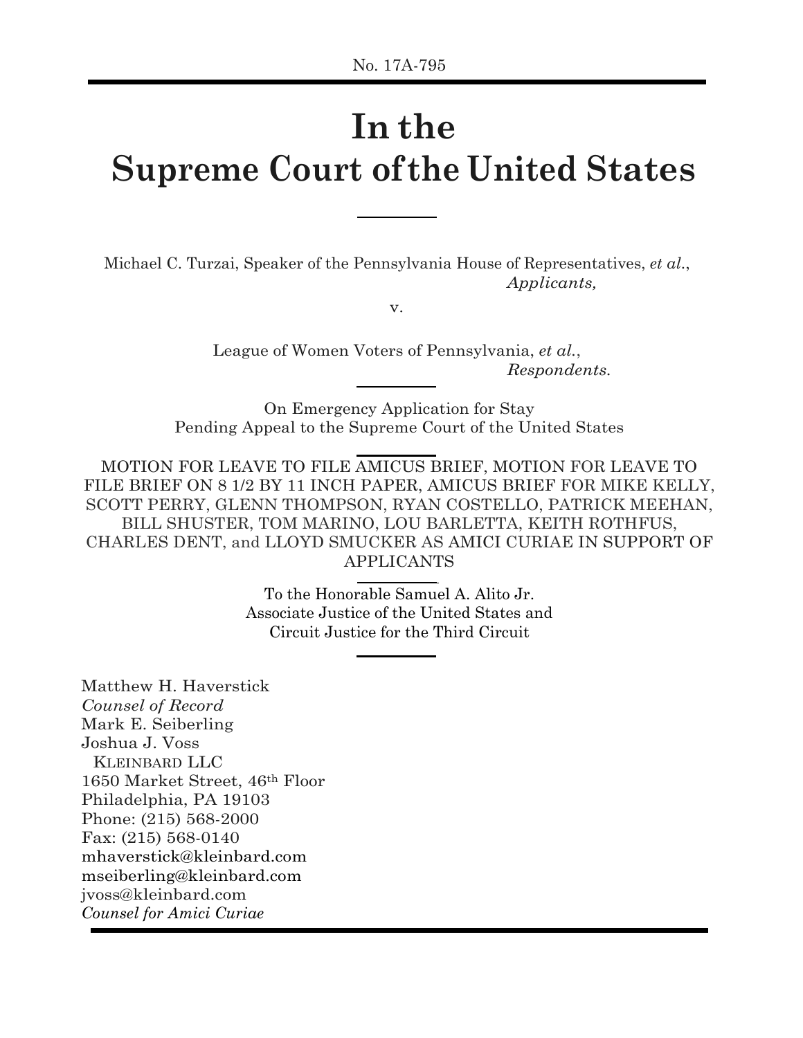No. 17A-795

# In the Supreme Court of the United States

---

Michael C. Turzai, Speaker of the Pennsylvania House of Representatives, *et al.*,
*Applicants,*

v.

League of Women Voters of Pennsylvania, *et al.*,
*Respondents.*

---

On Emergency Application for Stay
Pending Appeal to the Supreme Court of the United States

---

MOTION FOR LEAVE TO FILE AMICUS BRIEF, MOTION FOR LEAVE TO FILE BRIEF ON 8 1/2 BY 11 INCH PAPER, AMICUS BRIEF FOR MIKE KELLY, SCOTT PERRY, GLENN THOMPSON, RYAN COSTELLO, PATRICK MEEHAN, BILL SHUSTER, TOM MARINO, LOU BARLETTA, KEITH ROTHFUS, CHARLES DENT, and LLOYD SMUCKER AS AMICI CURIAE IN SUPPORT OF APPLICANTS

---

To the Honorable Samuel A. Alito Jr.
Associate Justice of the United States and
Circuit Justice for the Third Circuit

---

Matthew H. Haverstick
*Counsel of Record*
Mark E. Seiberling
Joshua J. Voss
KLEINBARD LLC
1650 Market Street, 46th Floor
Philadelphia, PA 19103
Phone: (215) 568-2000
Fax: (215) 568-0140
mhaverstick@kleinbard.com
mseiberling@kleinbard.com
jvoss@kleinbard.com
*Counsel for Amici Curiae*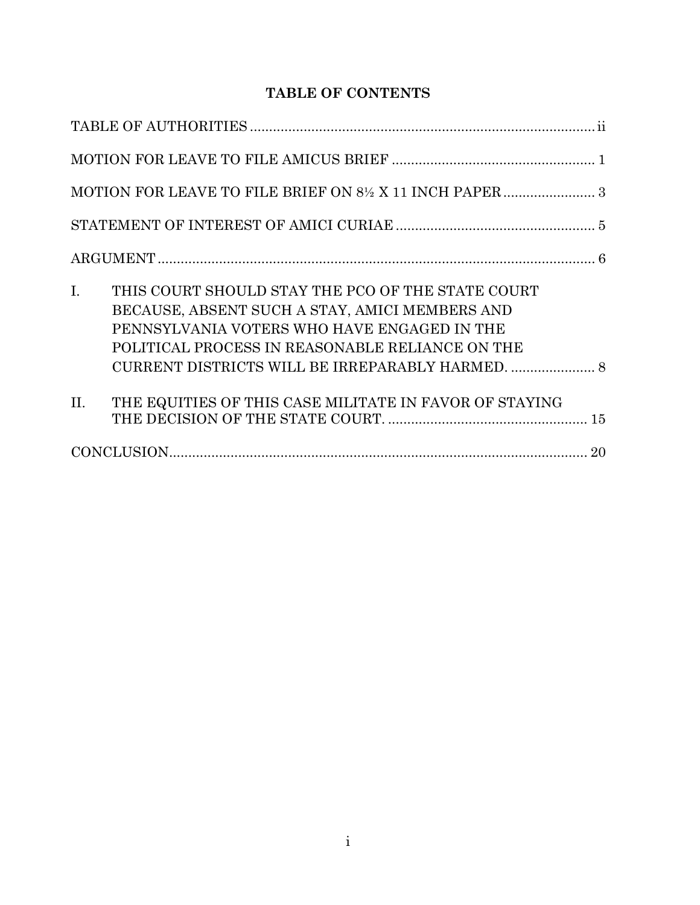## TABLE OF CONTENTS

| | |
|---|---|
| TABLE OF AUTHORITIES | ii |
| MOTION FOR LEAVE TO FILE AMICUS BRIEF | 1 |
| MOTION FOR LEAVE TO FILE BRIEF ON 8½ X 11 INCH PAPER | 3 |
| STATEMENT OF INTEREST OF AMICI CURIAE | 5 |
| ARGUMENT | 6 |
| I. THIS COURT SHOULD STAY THE PCO OF THE STATE COURT BECAUSE, ABSENT SUCH A STAY, AMICI MEMBERS AND PENNSYLVANIA VOTERS WHO HAVE ENGAGED IN THE POLITICAL PROCESS IN REASONABLE RELIANCE ON THE CURRENT DISTRICTS WILL BE IRREPARABLY HARMED. | 8 |
| II. THE EQUITIES OF THIS CASE MILITATE IN FAVOR OF STAYING THE DECISION OF THE STATE COURT. | 15 |
| CONCLUSION | 20 |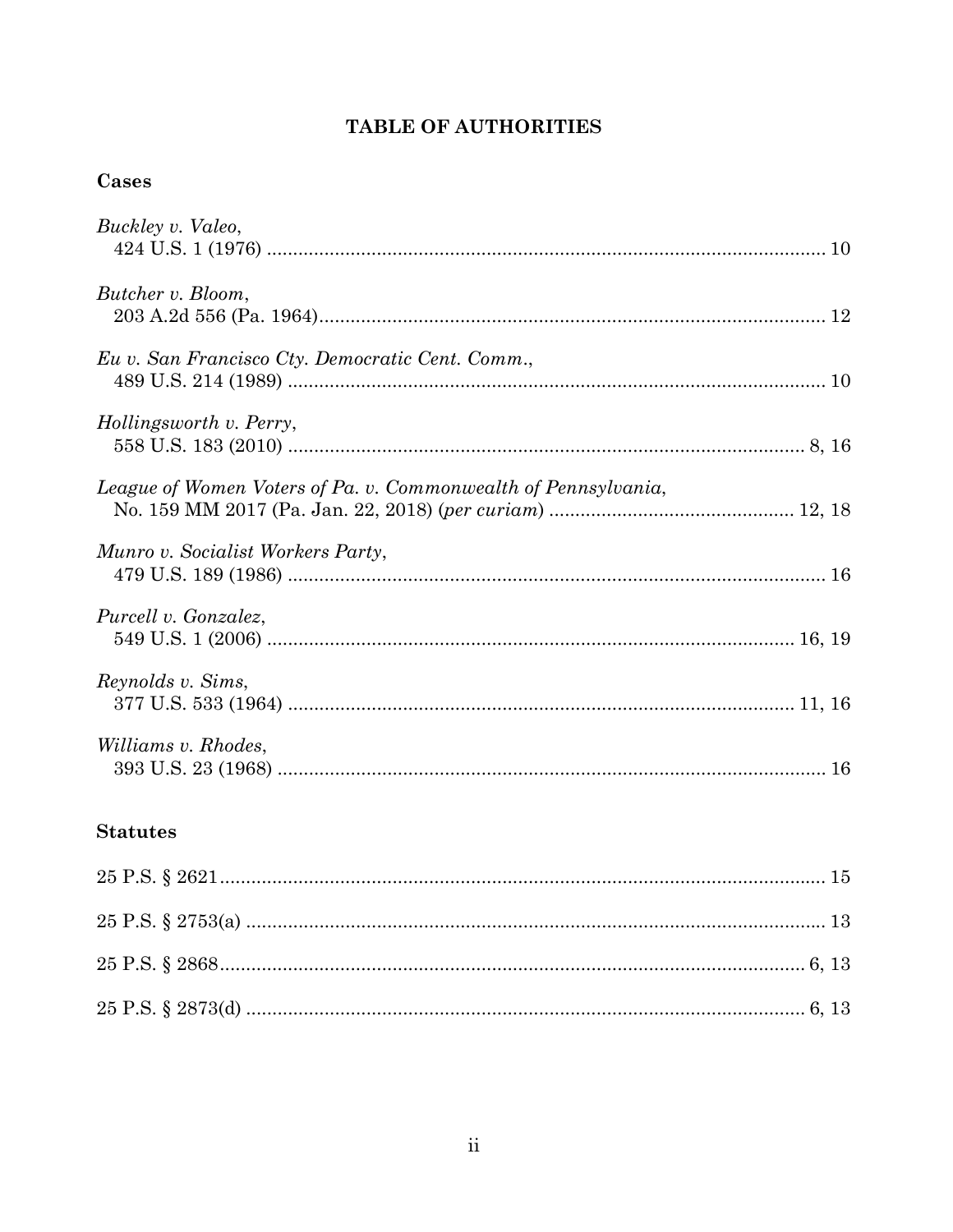# TABLE OF AUTHORITIES

## Cases

*Buckley v. Valeo*,
424 U.S. 1 (1976) .......... 10

*Butcher v. Bloom*,
203 A.2d 556 (Pa. 1964) .......... 12

*Eu v. San Francisco Cty. Democratic Cent. Comm.*,
489 U.S. 214 (1989) .......... 10

*Hollingsworth v. Perry*,
558 U.S. 183 (2010) .......... 8, 16

*League of Women Voters of Pa. v. Commonwealth of Pennsylvania*,
No. 159 MM 2017 (Pa. Jan. 22, 2018) (*per curiam*) .......... 12, 18

*Munro v. Socialist Workers Party*,
479 U.S. 189 (1986) .......... 16

*Purcell v. Gonzalez*,
549 U.S. 1 (2006) .......... 16, 19

*Reynolds v. Sims*,
377 U.S. 533 (1964) .......... 11, 16

*Williams v. Rhodes*,
393 U.S. 23 (1968) .......... 16

## Statutes

25 P.S. § 2621 .......... 15

25 P.S. § 2753(a) .......... 13

25 P.S. § 2868 .......... 6, 13

25 P.S. § 2873(d) .......... 6, 13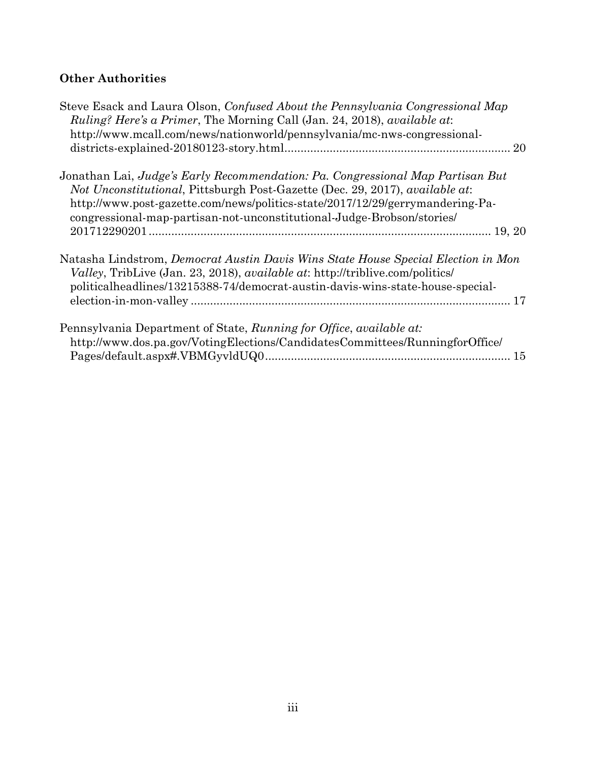**Other Authorities**

Steve Esack and Laura Olson, *Confused About the Pennsylvania Congressional Map Ruling? Here's a Primer*, The Morning Call (Jan. 24, 2018), *available at*: http://www.mcall.com/news/nationworld/pennsylvania/mc-nws-congressional-districts-explained-20180123-story.html ..................................................................... 20

Jonathan Lai, *Judge's Early Recommendation: Pa. Congressional Map Partisan But Not Unconstitutional*, Pittsburgh Post-Gazette (Dec. 29, 2017), *available at*: http://www.post-gazette.com/news/politics-state/2017/12/29/gerrymandering-Pa-congressional-map-partisan-not-unconstitutional-Judge-Brobson/stories/201712290201 ........................................................................................................ 19, 20

Natasha Lindstrom, *Democrat Austin Davis Wins State House Special Election in Mon Valley*, TribLive (Jan. 23, 2018), *available at*: http://triblive.com/politics/politicalheadlines/13215388-74/democrat-austin-davis-wins-state-house-special-election-in-mon-valley .................................................................................................. 17

Pennsylvania Department of State, *Running for Office*, *available at:* http://www.dos.pa.gov/VotingElections/CandidatesCommittees/RunningforOffice/Pages/default.aspx#.VBMGyvldUQ0 ........................................................................... 15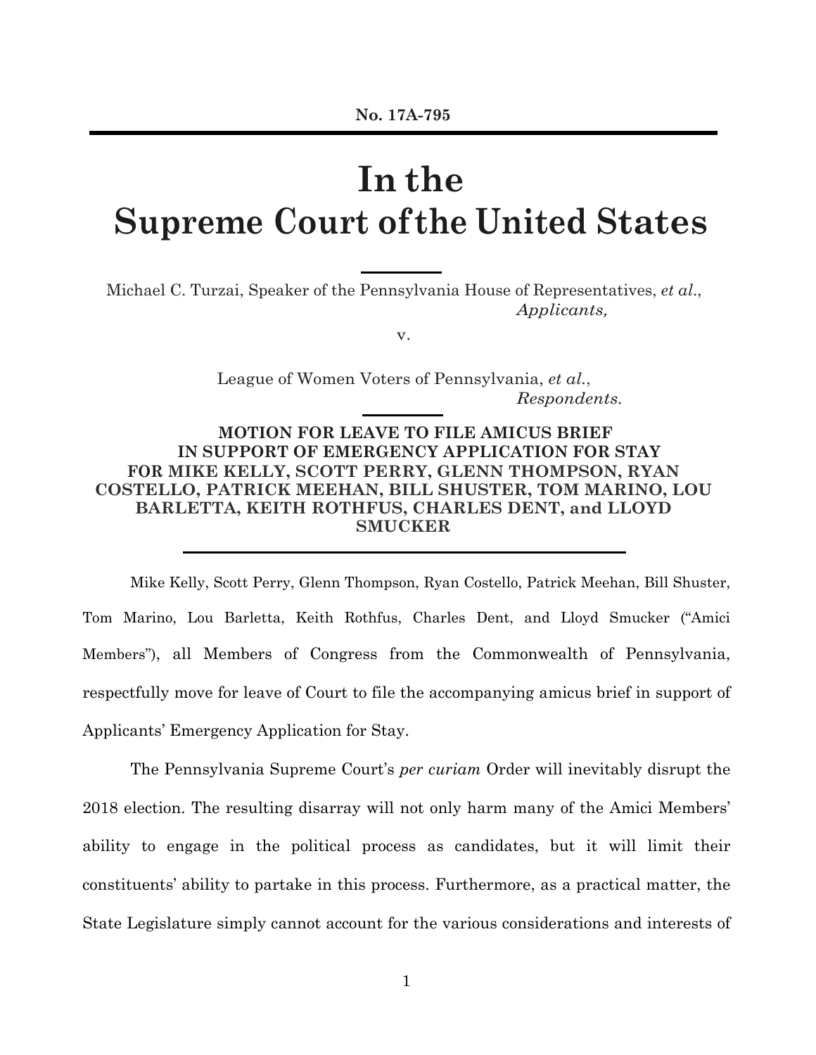**No. 17A-795**

# In the Supreme Court of the United States

Michael C. Turzai, Speaker of the Pennsylvania House of Representatives, *et al.*,
*Applicants,*

v.

League of Women Voters of Pennsylvania, *et al.*,
*Respondents.*

**MOTION FOR LEAVE TO FILE AMICUS BRIEF IN SUPPORT OF EMERGENCY APPLICATION FOR STAY FOR MIKE KELLY, SCOTT PERRY, GLENN THOMPSON, RYAN COSTELLO, PATRICK MEEHAN, BILL SHUSTER, TOM MARINO, LOU BARLETTA, KEITH ROTHFUS, CHARLES DENT, and LLOYD SMUCKER**

Mike Kelly, Scott Perry, Glenn Thompson, Ryan Costello, Patrick Meehan, Bill Shuster, Tom Marino, Lou Barletta, Keith Rothfus, Charles Dent, and Lloyd Smucker ("Amici Members"), all Members of Congress from the Commonwealth of Pennsylvania, respectfully move for leave of Court to file the accompanying amicus brief in support of Applicants' Emergency Application for Stay.

The Pennsylvania Supreme Court's *per curiam* Order will inevitably disrupt the 2018 election. The resulting disarray will not only harm many of the Amici Members' ability to engage in the political process as candidates, but it will limit their constituents' ability to partake in this process. Furthermore, as a practical matter, the State Legislature simply cannot account for the various considerations and interests of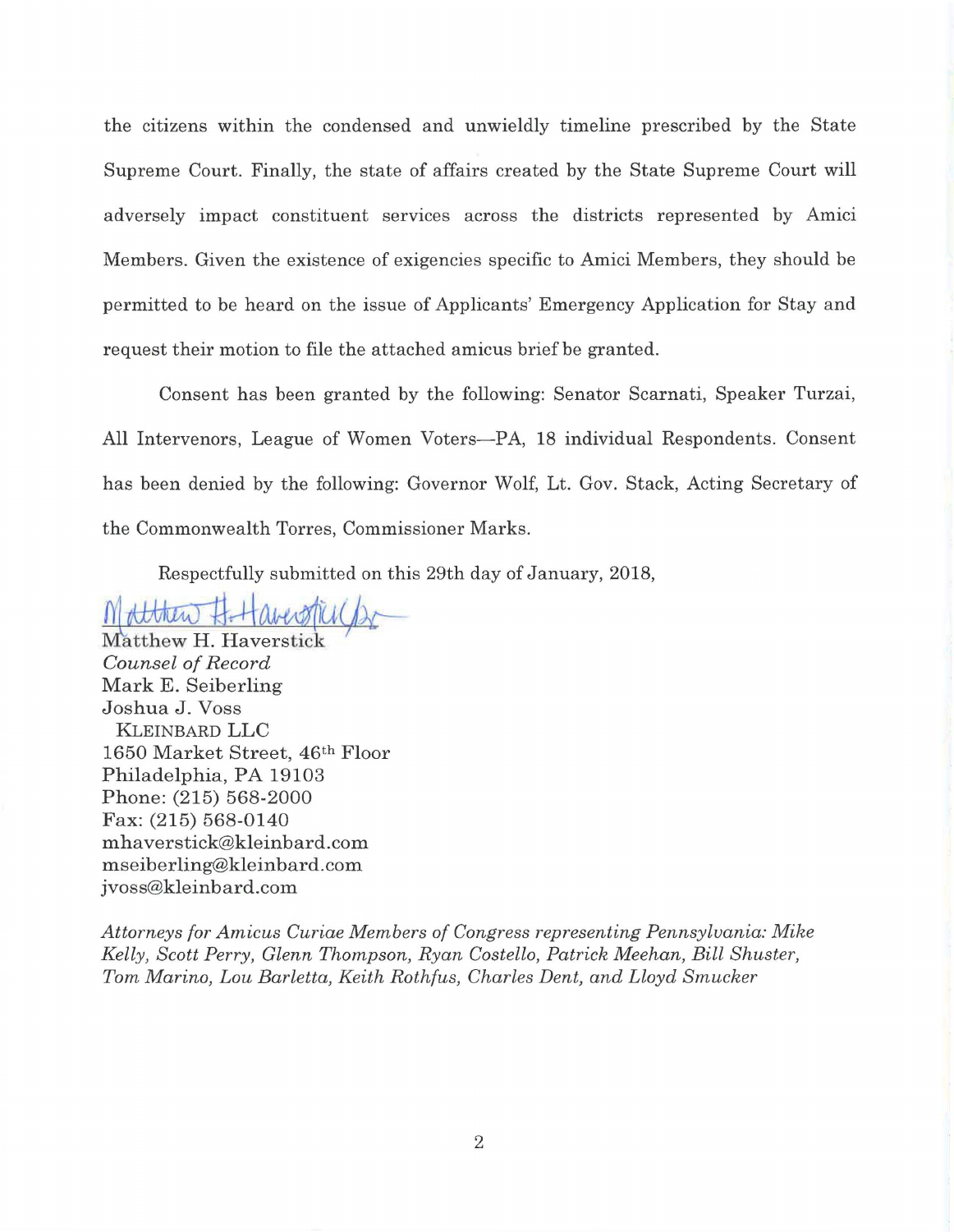the citizens within the condensed and unwieldly timeline prescribed by the State Supreme Court. Finally, the state of affairs created by the State Supreme Court will adversely impact constituent services across the districts represented by Amici Members. Given the existence of exigencies specific to Amici Members, they should be permitted to be heard on the issue of Applicants' Emergency Application for Stay and request their motion to file the attached amicus brief be granted.

Consent has been granted by the following: Senator Scarnati, Speaker Turzai, All Intervenors, League of Women Voters—PA, 18 individual Respondents. Consent has been denied by the following: Governor Wolf, Lt. Gov. Stack, Acting Secretary of the Commonwealth Torres, Commissioner Marks.

Respectfully submitted on this 29th day of January, 2018,

Matthew H. Haverstick
*Counsel of Record*
Mark E. Seiberling
Joshua J. Voss
KLEINBARD LLC
1650 Market Street, 46th Floor
Philadelphia, PA 19103
Phone: (215) 568-2000
Fax: (215) 568-0140
mhaverstick@kleinbard.com
mseiberling@kleinbard.com
jvoss@kleinbard.com

*Attorneys for Amicus Curiae Members of Congress representing Pennsylvania: Mike Kelly, Scott Perry, Glenn Thompson, Ryan Costello, Patrick Meehan, Bill Shuster, Tom Marino, Lou Barletta, Keith Rothfus, Charles Dent, and Lloyd Smucker*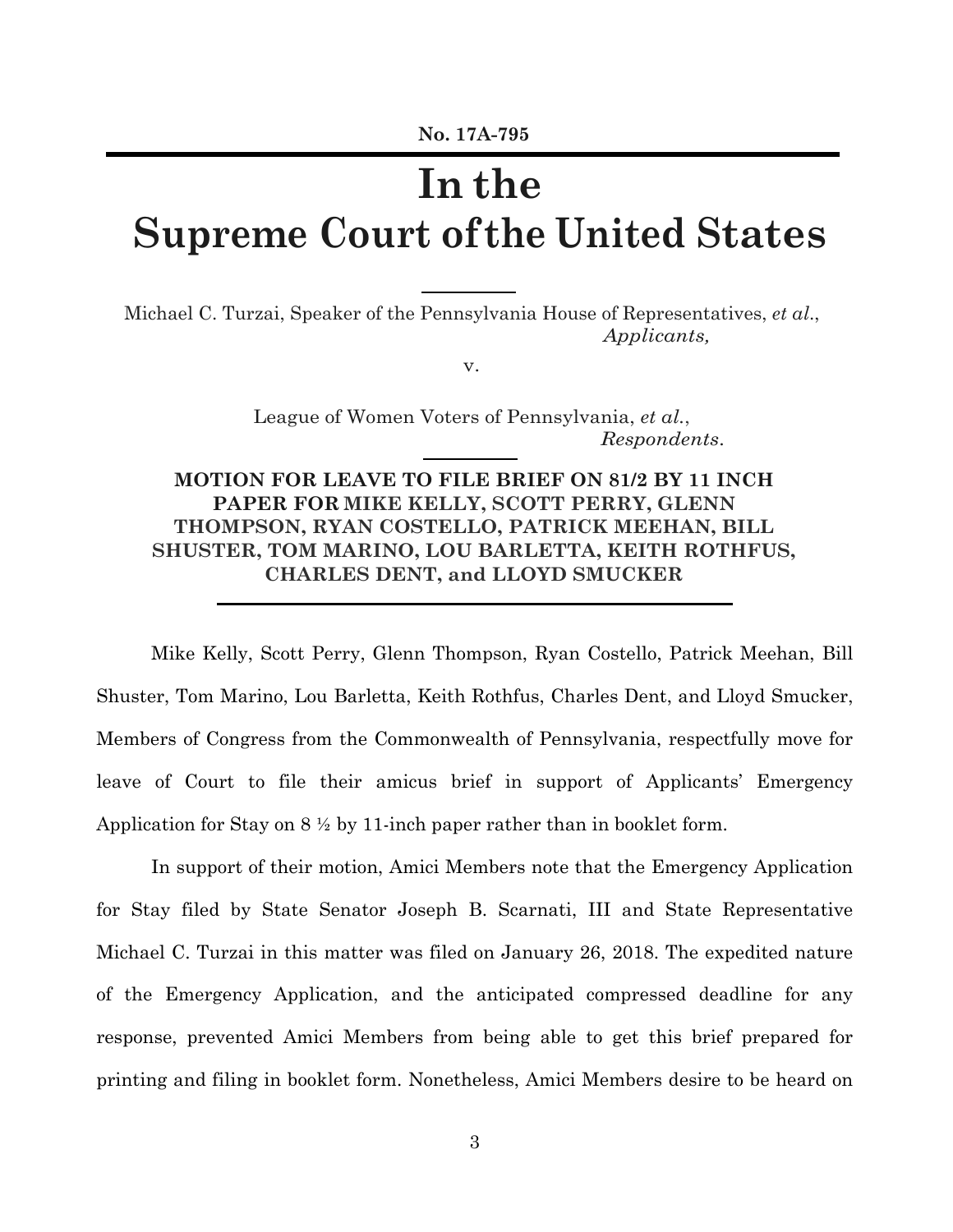No. 17A-795

# In the Supreme Court of the United States

Michael C. Turzai, Speaker of the Pennsylvania House of Representatives, *et al*.,
*Applicants,*

v.

League of Women Voters of Pennsylvania, *et al.*,
*Respondents*.

**MOTION FOR LEAVE TO FILE BRIEF ON 81/2 BY 11 INCH PAPER FOR MIKE KELLY, SCOTT PERRY, GLENN THOMPSON, RYAN COSTELLO, PATRICK MEEHAN, BILL SHUSTER, TOM MARINO, LOU BARLETTA, KEITH ROTHFUS, CHARLES DENT, and LLOYD SMUCKER**

Mike Kelly, Scott Perry, Glenn Thompson, Ryan Costello, Patrick Meehan, Bill Shuster, Tom Marino, Lou Barletta, Keith Rothfus, Charles Dent, and Lloyd Smucker, Members of Congress from the Commonwealth of Pennsylvania, respectfully move for leave of Court to file their amicus brief in support of Applicants' Emergency Application for Stay on 8 ½ by 11-inch paper rather than in booklet form.

In support of their motion, Amici Members note that the Emergency Application for Stay filed by State Senator Joseph B. Scarnati, III and State Representative Michael C. Turzai in this matter was filed on January 26, 2018. The expedited nature of the Emergency Application, and the anticipated compressed deadline for any response, prevented Amici Members from being able to get this brief prepared for printing and filing in booklet form. Nonetheless, Amici Members desire to be heard on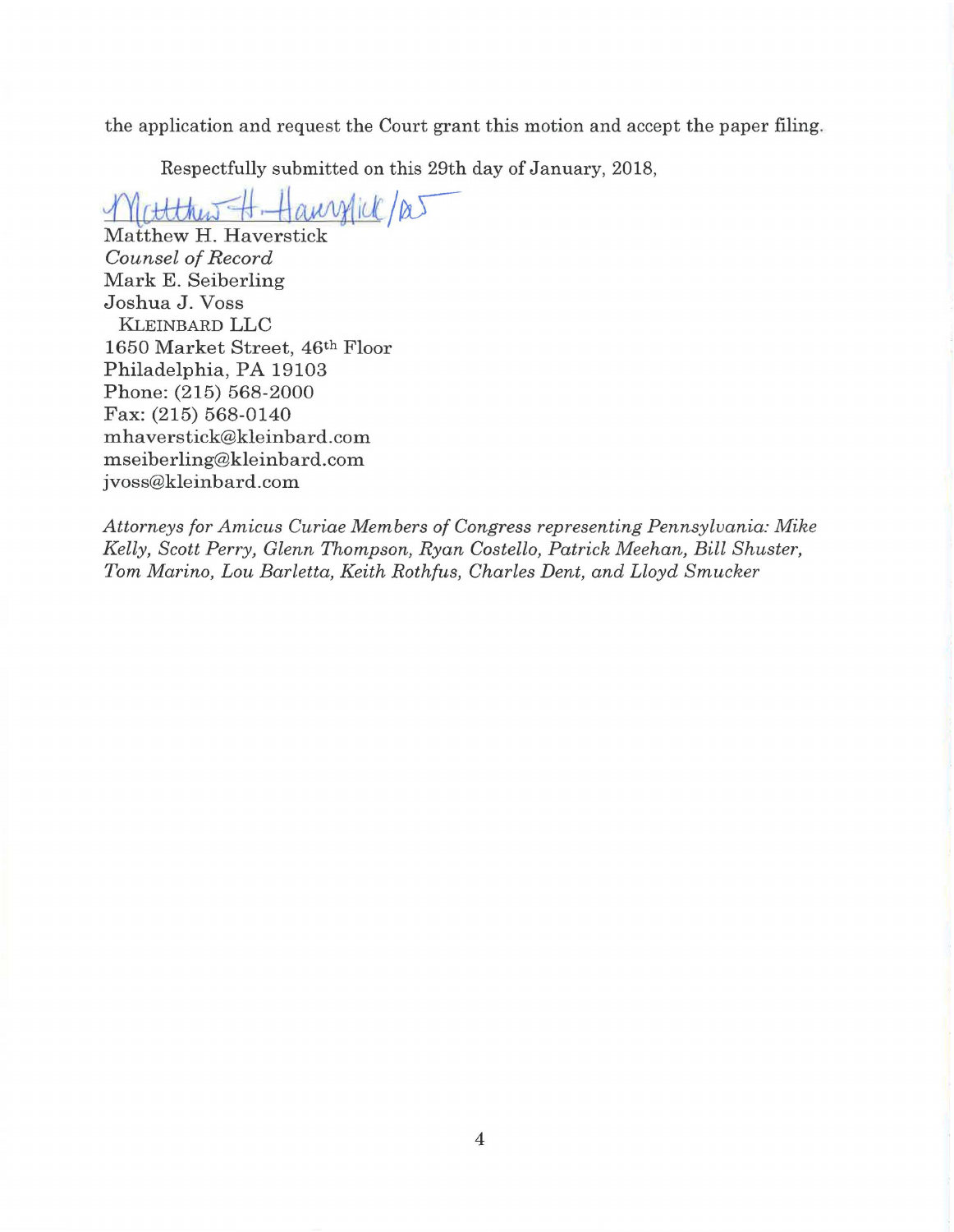the application and request the Court grant this motion and accept the paper filing.

Respectfully submitted on this 29th day of January, 2018,

Matthew H. Haverstick /ps

Matthew H. Haverstick
*Counsel of Record*
Mark E. Seiberling
Joshua J. Voss
KLEINBARD LLC
1650 Market Street, 46th Floor
Philadelphia, PA 19103
Phone: (215) 568-2000
Fax: (215) 568-0140
mhaverstick@kleinbard.com
mseiberling@kleinbard.com
jvoss@kleinbard.com

*Attorneys for Amicus Curiae Members of Congress representing Pennsylvania: Mike Kelly, Scott Perry, Glenn Thompson, Ryan Costello, Patrick Meehan, Bill Shuster, Tom Marino, Lou Barletta, Keith Rothfus, Charles Dent, and Lloyd Smucker*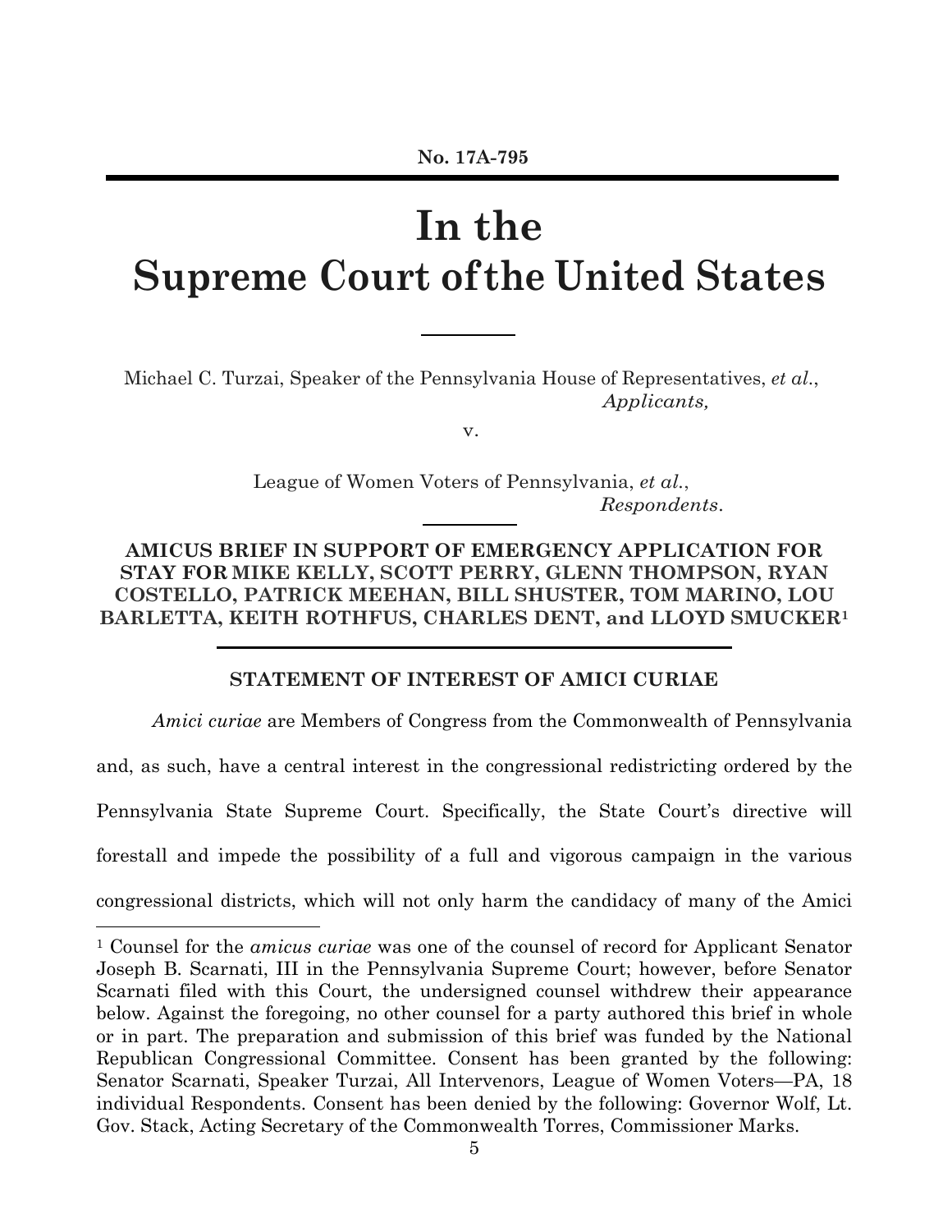**No. 17A-795**

# In the Supreme Court of the United States

Michael C. Turzai, Speaker of the Pennsylvania House of Representatives, *et al.*,
*Applicants,*

v.

League of Women Voters of Pennsylvania, *et al.*,
*Respondents*.

**AMICUS BRIEF IN SUPPORT OF EMERGENCY APPLICATION FOR STAY FOR MIKE KELLY, SCOTT PERRY, GLENN THOMPSON, RYAN COSTELLO, PATRICK MEEHAN, BILL SHUSTER, TOM MARINO, LOU BARLETTA, KEITH ROTHFUS, CHARLES DENT, and LLOYD SMUCKER[1]**

## STATEMENT OF INTEREST OF AMICI CURIAE

*Amici curiae* are Members of Congress from the Commonwealth of Pennsylvania and, as such, have a central interest in the congressional redistricting ordered by the Pennsylvania State Supreme Court. Specifically, the State Court's directive will forestall and impede the possibility of a full and vigorous campaign in the various congressional districts, which will not only harm the candidacy of many of the Amici

---

[1] Counsel for the *amicus curiae* was one of the counsel of record for Applicant Senator Joseph B. Scarnati, III in the Pennsylvania Supreme Court; however, before Senator Scarnati filed with this Court, the undersigned counsel withdrew their appearance below. Against the foregoing, no other counsel for a party authored this brief in whole or in part. The preparation and submission of this brief was funded by the National Republican Congressional Committee. Consent has been granted by the following: Senator Scarnati, Speaker Turzai, All Intervenors, League of Women Voters—PA, 18 individual Respondents. Consent has been denied by the following: Governor Wolf, Lt. Gov. Stack, Acting Secretary of the Commonwealth Torres, Commissioner Marks.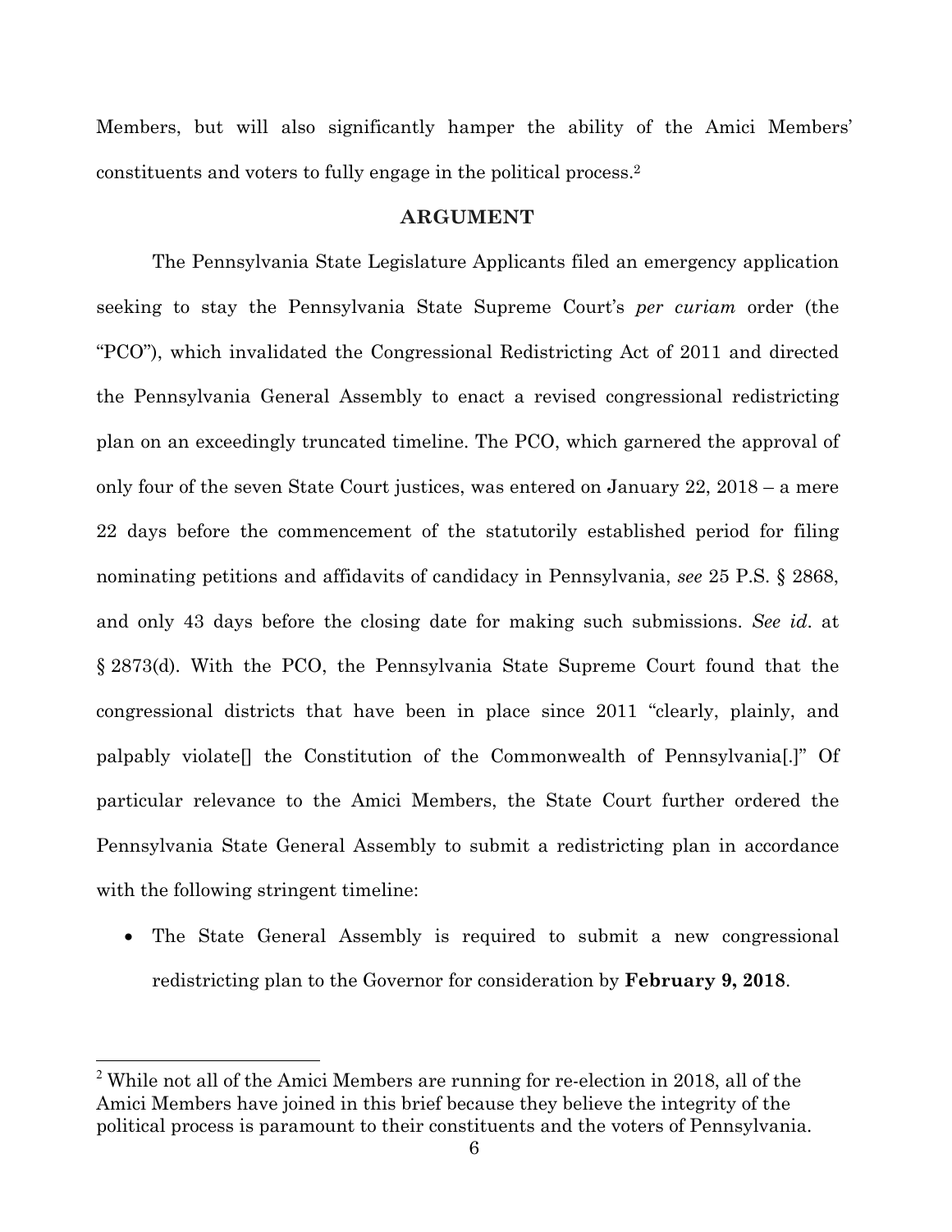Members, but will also significantly hamper the ability of the Amici Members' constituents and voters to fully engage in the political process.[2]

## ARGUMENT

The Pennsylvania State Legislature Applicants filed an emergency application seeking to stay the Pennsylvania State Supreme Court's *per curiam* order (the "PCO"), which invalidated the Congressional Redistricting Act of 2011 and directed the Pennsylvania General Assembly to enact a revised congressional redistricting plan on an exceedingly truncated timeline. The PCO, which garnered the approval of only four of the seven State Court justices, was entered on January 22, 2018 – a mere 22 days before the commencement of the statutorily established period for filing nominating petitions and affidavits of candidacy in Pennsylvania, *see* 25 P.S. § 2868, and only 43 days before the closing date for making such submissions. *See id.* at § 2873(d). With the PCO, the Pennsylvania State Supreme Court found that the congressional districts that have been in place since 2011 "clearly, plainly, and palpably violate[] the Constitution of the Commonwealth of Pennsylvania[.]" Of particular relevance to the Amici Members, the State Court further ordered the Pennsylvania State General Assembly to submit a redistricting plan in accordance with the following stringent timeline:

- The State General Assembly is required to submit a new congressional redistricting plan to the Governor for consideration by **February 9, 2018**.

[2] While not all of the Amici Members are running for re-election in 2018, all of the Amici Members have joined in this brief because they believe the integrity of the political process is paramount to their constituents and the voters of Pennsylvania.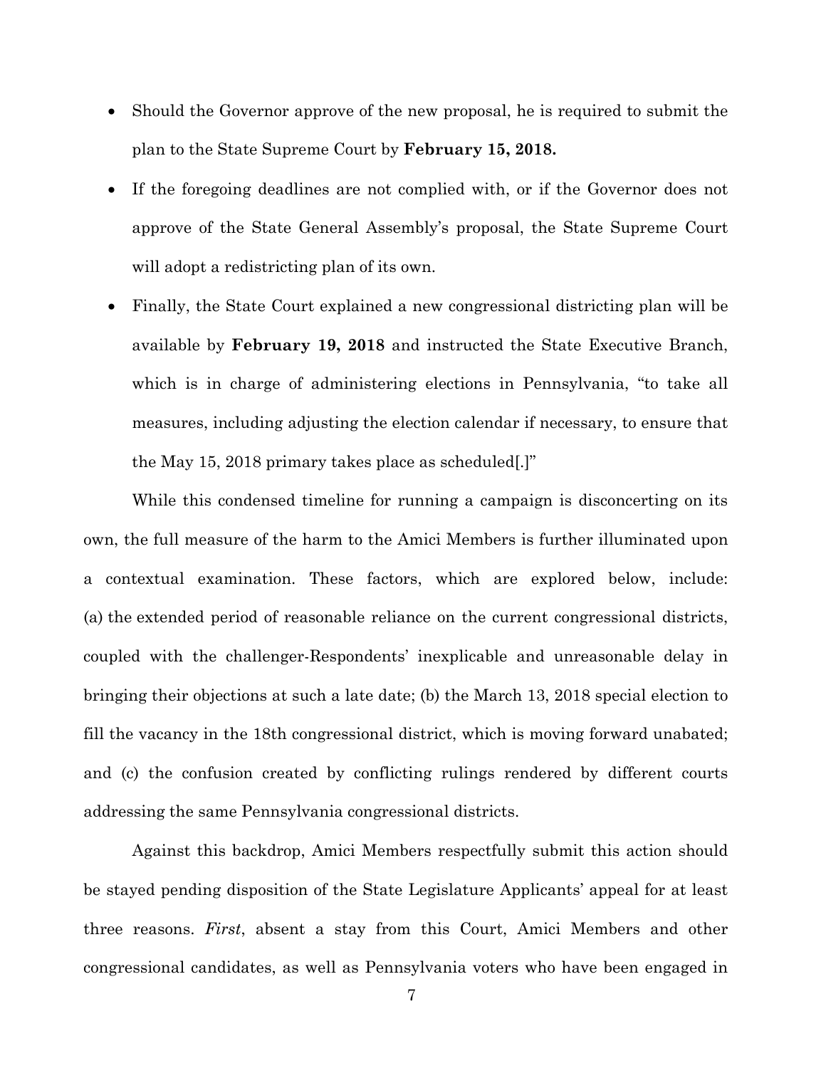- Should the Governor approve of the new proposal, he is required to submit the plan to the State Supreme Court by **February 15, 2018.**
- If the foregoing deadlines are not complied with, or if the Governor does not approve of the State General Assembly's proposal, the State Supreme Court will adopt a redistricting plan of its own.
- Finally, the State Court explained a new congressional districting plan will be available by **February 19, 2018** and instructed the State Executive Branch, which is in charge of administering elections in Pennsylvania, "to take all measures, including adjusting the election calendar if necessary, to ensure that the May 15, 2018 primary takes place as scheduled[.]"

While this condensed timeline for running a campaign is disconcerting on its own, the full measure of the harm to the Amici Members is further illuminated upon a contextual examination. These factors, which are explored below, include: (a) the extended period of reasonable reliance on the current congressional districts, coupled with the challenger-Respondents' inexplicable and unreasonable delay in bringing their objections at such a late date; (b) the March 13, 2018 special election to fill the vacancy in the 18th congressional district, which is moving forward unabated; and (c) the confusion created by conflicting rulings rendered by different courts addressing the same Pennsylvania congressional districts.

Against this backdrop, Amici Members respectfully submit this action should be stayed pending disposition of the State Legislature Applicants' appeal for at least three reasons. *First*, absent a stay from this Court, Amici Members and other congressional candidates, as well as Pennsylvania voters who have been engaged in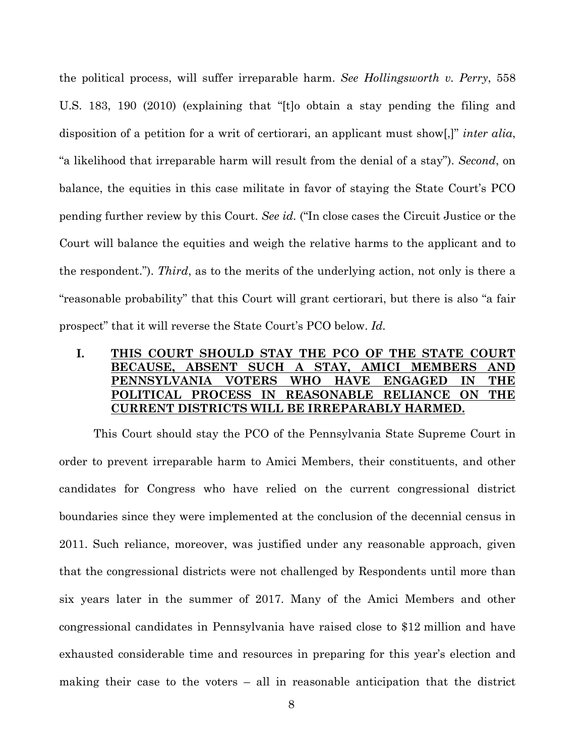the political process, will suffer irreparable harm. *See Hollingsworth v. Perry*, 558 U.S. 183, 190 (2010) (explaining that "[t]o obtain a stay pending the filing and disposition of a petition for a writ of certiorari, an applicant must show[,]" *inter alia*, "a likelihood that irreparable harm will result from the denial of a stay"). *Second*, on balance, the equities in this case militate in favor of staying the State Court's PCO pending further review by this Court. *See id.* ("In close cases the Circuit Justice or the Court will balance the equities and weigh the relative harms to the applicant and to the respondent."). *Third*, as to the merits of the underlying action, not only is there a "reasonable probability" that this Court will grant certiorari, but there is also "a fair prospect" that it will reverse the State Court's PCO below. *Id.*

## I. <u>THIS COURT SHOULD STAY THE PCO OF THE STATE COURT BECAUSE, ABSENT SUCH A STAY, AMICI MEMBERS AND PENNSYLVANIA VOTERS WHO HAVE ENGAGED IN THE POLITICAL PROCESS IN REASONABLE RELIANCE ON THE CURRENT DISTRICTS WILL BE IRREPARABLY HARMED.</u>

This Court should stay the PCO of the Pennsylvania State Supreme Court in order to prevent irreparable harm to Amici Members, their constituents, and other candidates for Congress who have relied on the current congressional district boundaries since they were implemented at the conclusion of the decennial census in 2011. Such reliance, moreover, was justified under any reasonable approach, given that the congressional districts were not challenged by Respondents until more than six years later in the summer of 2017. Many of the Amici Members and other congressional candidates in Pennsylvania have raised close to $12 million and have exhausted considerable time and resources in preparing for this year's election and making their case to the voters – all in reasonable anticipation that the district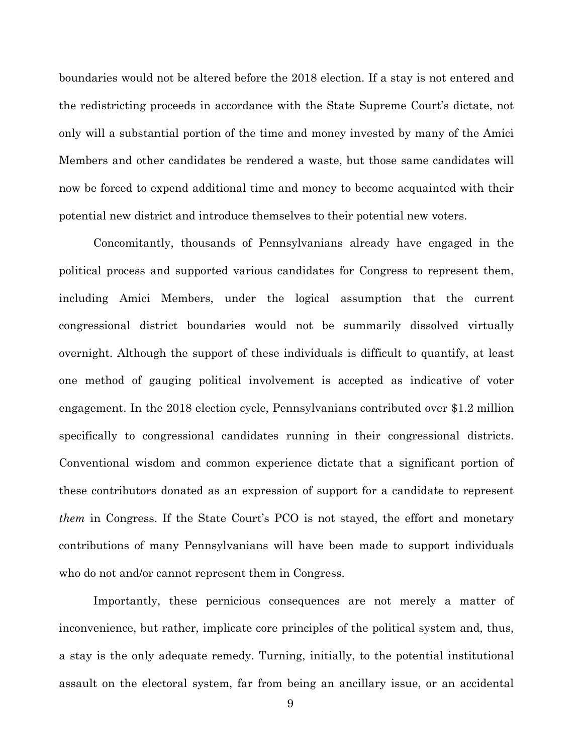boundaries would not be altered before the 2018 election. If a stay is not entered and the redistricting proceeds in accordance with the State Supreme Court's dictate, not only will a substantial portion of the time and money invested by many of the Amici Members and other candidates be rendered a waste, but those same candidates will now be forced to expend additional time and money to become acquainted with their potential new district and introduce themselves to their potential new voters.

Concomitantly, thousands of Pennsylvanians already have engaged in the political process and supported various candidates for Congress to represent them, including Amici Members, under the logical assumption that the current congressional district boundaries would not be summarily dissolved virtually overnight. Although the support of these individuals is difficult to quantify, at least one method of gauging political involvement is accepted as indicative of voter engagement. In the 2018 election cycle, Pennsylvanians contributed over $1.2 million specifically to congressional candidates running in their congressional districts. Conventional wisdom and common experience dictate that a significant portion of these contributors donated as an expression of support for a candidate to represent *them* in Congress. If the State Court's PCO is not stayed, the effort and monetary contributions of many Pennsylvanians will have been made to support individuals who do not and/or cannot represent them in Congress.

Importantly, these pernicious consequences are not merely a matter of inconvenience, but rather, implicate core principles of the political system and, thus, a stay is the only adequate remedy. Turning, initially, to the potential institutional assault on the electoral system, far from being an ancillary issue, or an accidental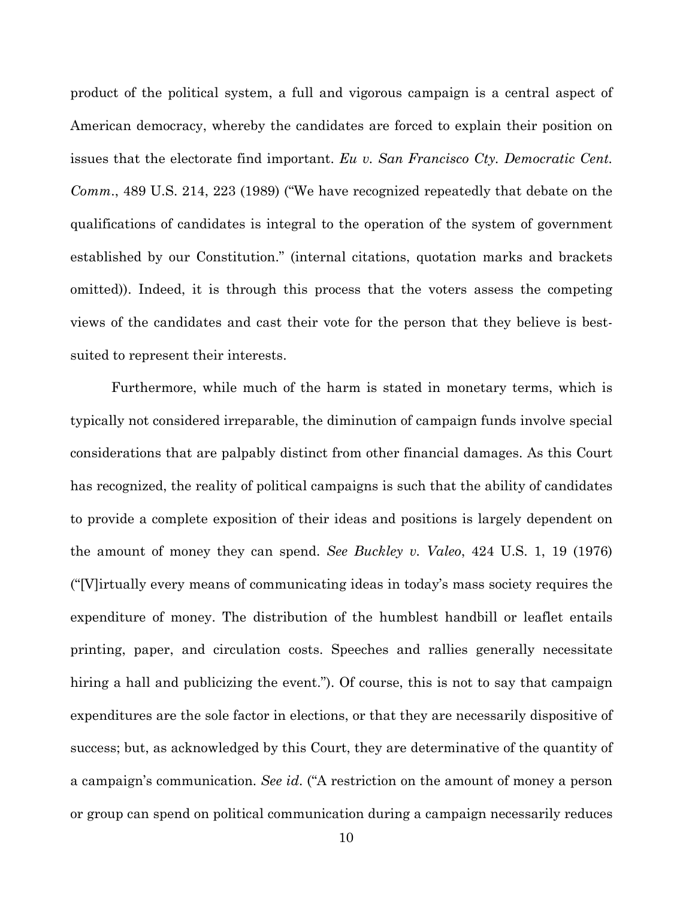product of the political system, a full and vigorous campaign is a central aspect of American democracy, whereby the candidates are forced to explain their position on issues that the electorate find important. *Eu v. San Francisco Cty. Democratic Cent. Comm.*, 489 U.S. 214, 223 (1989) ("We have recognized repeatedly that debate on the qualifications of candidates is integral to the operation of the system of government established by our Constitution." (internal citations, quotation marks and brackets omitted)). Indeed, it is through this process that the voters assess the competing views of the candidates and cast their vote for the person that they believe is best-suited to represent their interests.

Furthermore, while much of the harm is stated in monetary terms, which is typically not considered irreparable, the diminution of campaign funds involve special considerations that are palpably distinct from other financial damages. As this Court has recognized, the reality of political campaigns is such that the ability of candidates to provide a complete exposition of their ideas and positions is largely dependent on the amount of money they can spend. *See Buckley v. Valeo*, 424 U.S. 1, 19 (1976) ("[V]irtually every means of communicating ideas in today's mass society requires the expenditure of money. The distribution of the humblest handbill or leaflet entails printing, paper, and circulation costs. Speeches and rallies generally necessitate hiring a hall and publicizing the event."). Of course, this is not to say that campaign expenditures are the sole factor in elections, or that they are necessarily dispositive of success; but, as acknowledged by this Court, they are determinative of the quantity of a campaign's communication. *See id.* ("A restriction on the amount of money a person or group can spend on political communication during a campaign necessarily reduces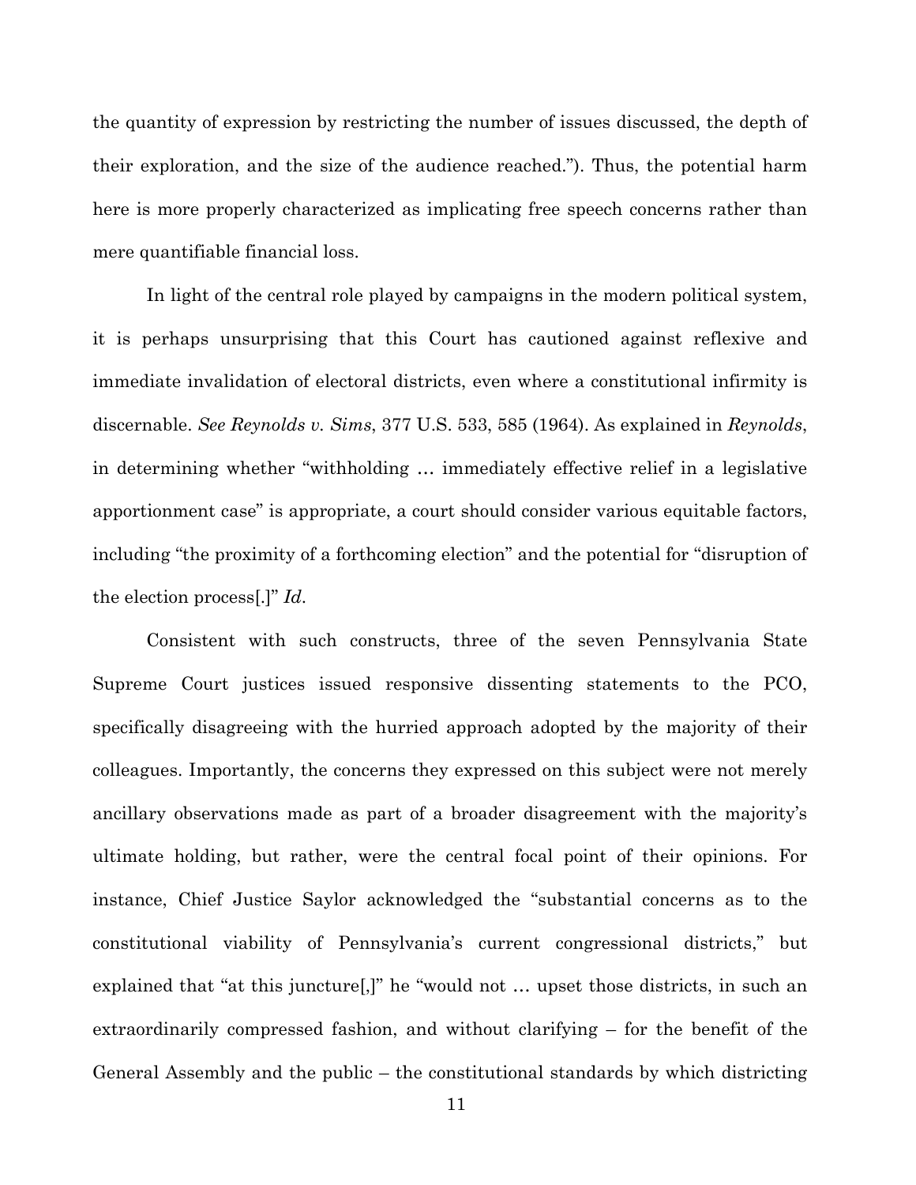the quantity of expression by restricting the number of issues discussed, the depth of their exploration, and the size of the audience reached."). Thus, the potential harm here is more properly characterized as implicating free speech concerns rather than mere quantifiable financial loss.

In light of the central role played by campaigns in the modern political system, it is perhaps unsurprising that this Court has cautioned against reflexive and immediate invalidation of electoral districts, even where a constitutional infirmity is discernable. *See Reynolds v. Sims*, 377 U.S. 533, 585 (1964). As explained in *Reynolds*, in determining whether "withholding … immediately effective relief in a legislative apportionment case" is appropriate, a court should consider various equitable factors, including "the proximity of a forthcoming election" and the potential for "disruption of the election process[.]" *Id.*

Consistent with such constructs, three of the seven Pennsylvania State Supreme Court justices issued responsive dissenting statements to the PCO, specifically disagreeing with the hurried approach adopted by the majority of their colleagues. Importantly, the concerns they expressed on this subject were not merely ancillary observations made as part of a broader disagreement with the majority's ultimate holding, but rather, were the central focal point of their opinions. For instance, Chief Justice Saylor acknowledged the "substantial concerns as to the constitutional viability of Pennsylvania's current congressional districts," but explained that "at this juncture[,]" he "would not … upset those districts, in such an extraordinarily compressed fashion, and without clarifying – for the benefit of the General Assembly and the public – the constitutional standards by which districting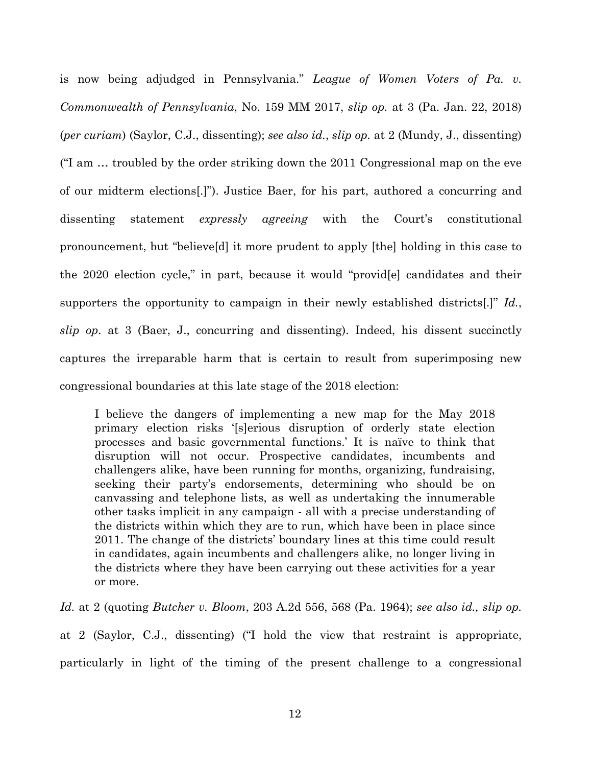is now being adjudged in Pennsylvania." *League of Women Voters of Pa. v. Commonwealth of Pennsylvania*, No. 159 MM 2017, *slip op.* at 3 (Pa. Jan. 22, 2018) (*per curiam*) (Saylor, C.J., dissenting); *see also id.*, *slip op.* at 2 (Mundy, J., dissenting) ("I am … troubled by the order striking down the 2011 Congressional map on the eve of our midterm elections[.]"). Justice Baer, for his part, authored a concurring and dissenting statement *expressly agreeing* with the Court's constitutional pronouncement, but "believe[d] it more prudent to apply [the] holding in this case to the 2020 election cycle," in part, because it would "provid[e] candidates and their supporters the opportunity to campaign in their newly established districts[.]" *Id.*, *slip op*. at 3 (Baer, J., concurring and dissenting). Indeed, his dissent succinctly captures the irreparable harm that is certain to result from superimposing new congressional boundaries at this late stage of the 2018 election:

> I believe the dangers of implementing a new map for the May 2018 primary election risks '[s]erious disruption of orderly state election processes and basic governmental functions.' It is naïve to think that disruption will not occur. Prospective candidates, incumbents and challengers alike, have been running for months, organizing, fundraising, seeking their party's endorsements, determining who should be on canvassing and telephone lists, as well as undertaking the innumerable other tasks implicit in any campaign - all with a precise understanding of the districts within which they are to run, which have been in place since 2011. The change of the districts' boundary lines at this time could result in candidates, again incumbents and challengers alike, no longer living in the districts where they have been carrying out these activities for a year or more.

*Id.* at 2 (quoting *Butcher v. Bloom*, 203 A.2d 556, 568 (Pa. 1964); *see also id., slip op.* at 2 (Saylor, C.J., dissenting) ("I hold the view that restraint is appropriate, particularly in light of the timing of the present challenge to a congressional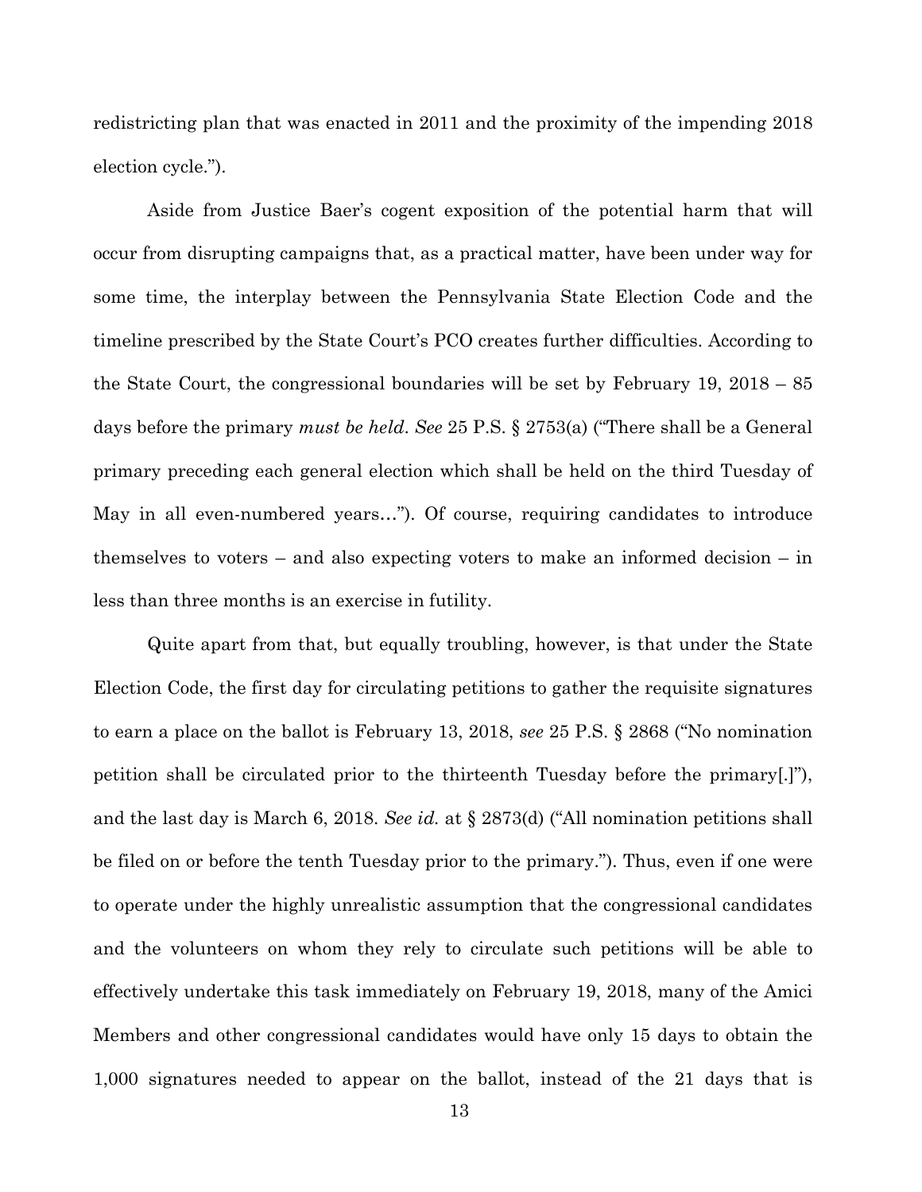redistricting plan that was enacted in 2011 and the proximity of the impending 2018 election cycle.").

Aside from Justice Baer's cogent exposition of the potential harm that will occur from disrupting campaigns that, as a practical matter, have been under way for some time, the interplay between the Pennsylvania State Election Code and the timeline prescribed by the State Court's PCO creates further difficulties. According to the State Court, the congressional boundaries will be set by February 19, 2018 – 85 days before the primary *must be held*. *See* 25 P.S. § 2753(a) ("There shall be a General primary preceding each general election which shall be held on the third Tuesday of May in all even-numbered years…"). Of course, requiring candidates to introduce themselves to voters – and also expecting voters to make an informed decision – in less than three months is an exercise in futility.

Quite apart from that, but equally troubling, however, is that under the State Election Code, the first day for circulating petitions to gather the requisite signatures to earn a place on the ballot is February 13, 2018, *see* 25 P.S. § 2868 ("No nomination petition shall be circulated prior to the thirteenth Tuesday before the primary[.]"), and the last day is March 6, 2018. *See id.* at § 2873(d) ("All nomination petitions shall be filed on or before the tenth Tuesday prior to the primary."). Thus, even if one were to operate under the highly unrealistic assumption that the congressional candidates and the volunteers on whom they rely to circulate such petitions will be able to effectively undertake this task immediately on February 19, 2018, many of the Amici Members and other congressional candidates would have only 15 days to obtain the 1,000 signatures needed to appear on the ballot, instead of the 21 days that is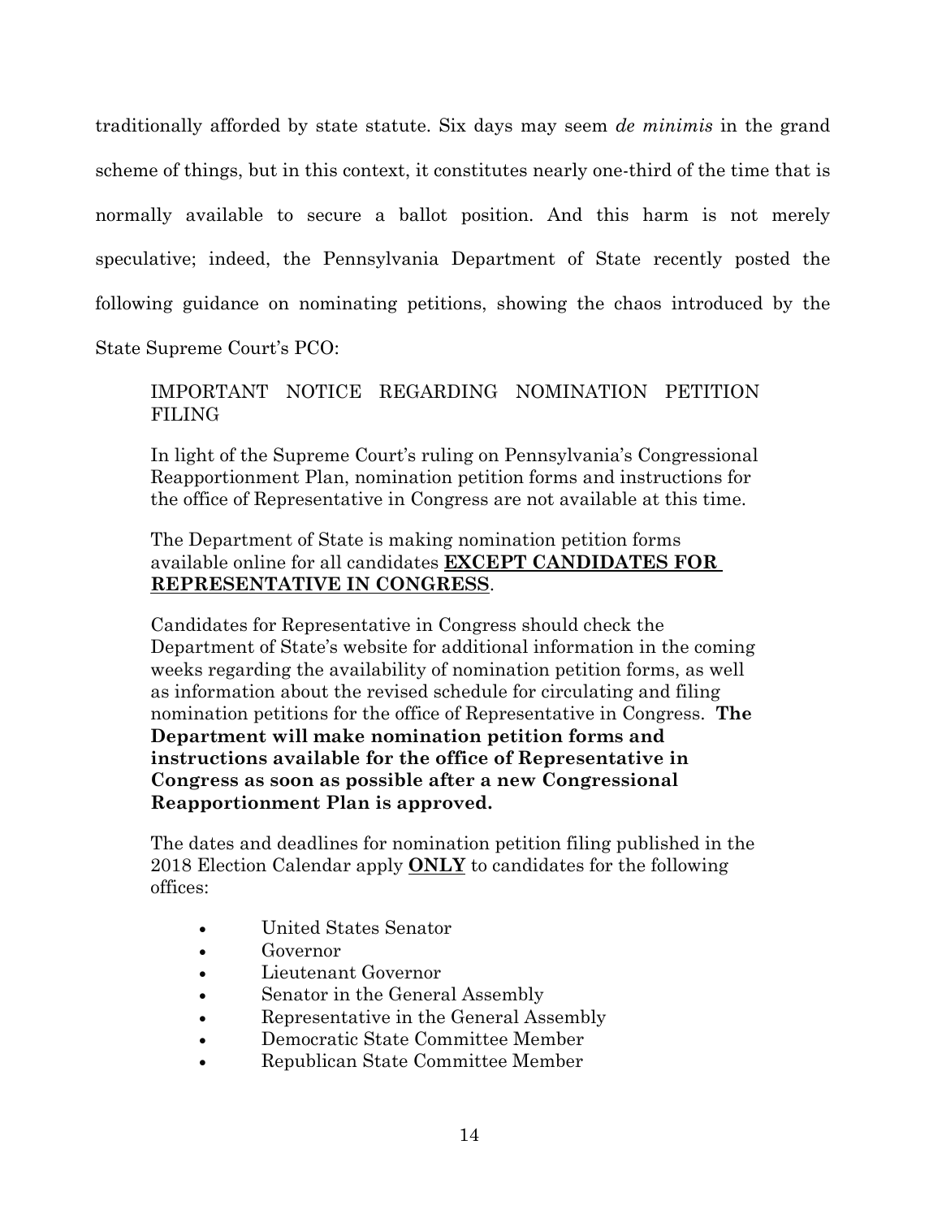traditionally afforded by state statute. Six days may seem *de minimis* in the grand scheme of things, but in this context, it constitutes nearly one-third of the time that is normally available to secure a ballot position. And this harm is not merely speculative; indeed, the Pennsylvania Department of State recently posted the following guidance on nominating petitions, showing the chaos introduced by the State Supreme Court's PCO:

> IMPORTANT NOTICE REGARDING NOMINATION PETITION FILING
>
> In light of the Supreme Court's ruling on Pennsylvania's Congressional Reapportionment Plan, nomination petition forms and instructions for the office of Representative in Congress are not available at this time.
>
> The Department of State is making nomination petition forms available online for all candidates <u>**EXCEPT CANDIDATES FOR REPRESENTATIVE IN CONGRESS**</u>.
>
> Candidates for Representative in Congress should check the Department of State's website for additional information in the coming weeks regarding the availability of nomination petition forms, as well as information about the revised schedule for circulating and filing nomination petitions for the office of Representative in Congress. **The Department will make nomination petition forms and instructions available for the office of Representative in Congress as soon as possible after a new Congressional Reapportionment Plan is approved.**
>
> The dates and deadlines for nomination petition filing published in the 2018 Election Calendar apply <u>**ONLY**</u> to candidates for the following offices:
>
> - United States Senator
> - Governor
> - Lieutenant Governor
> - Senator in the General Assembly
> - Representative in the General Assembly
> - Democratic State Committee Member
> - Republican State Committee Member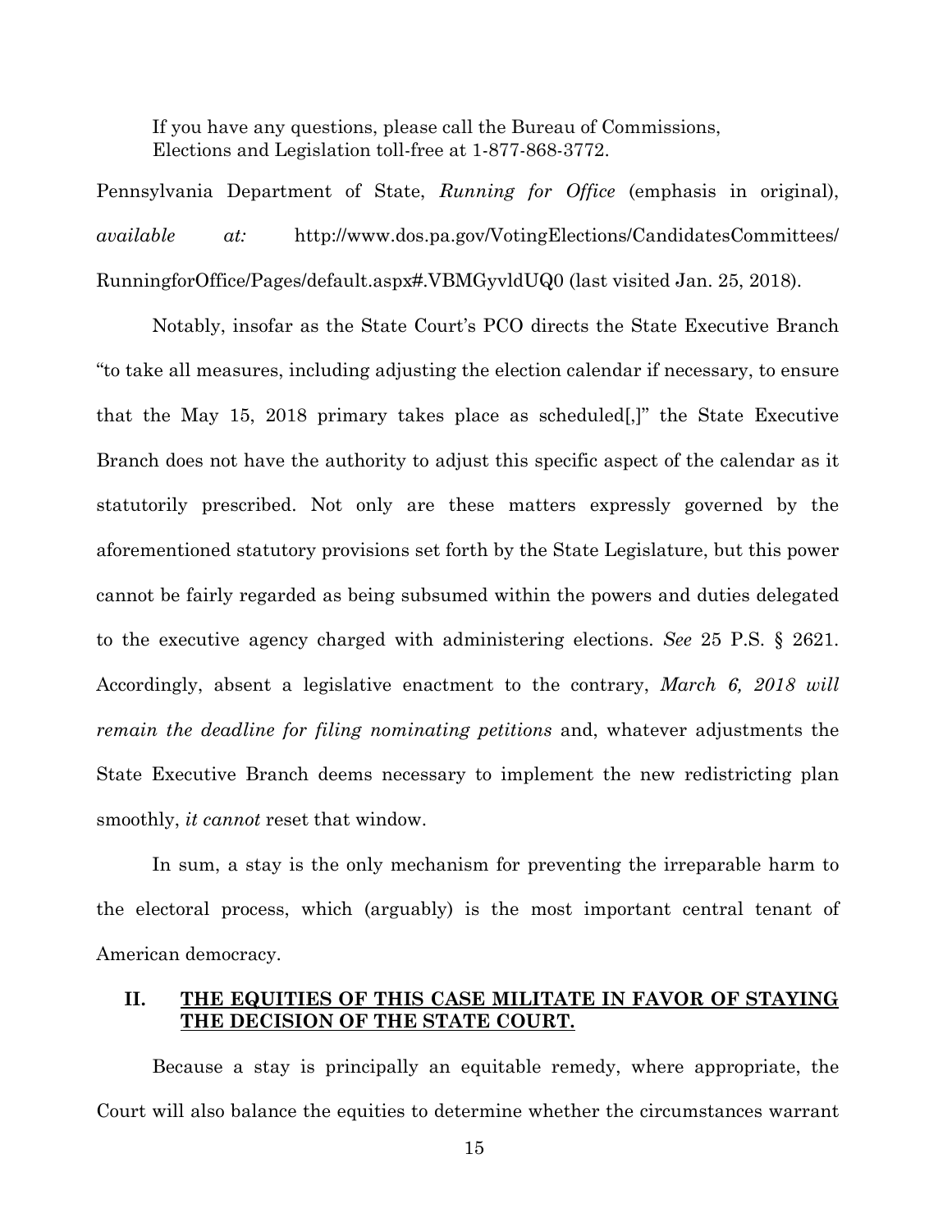> If you have any questions, please call the Bureau of Commissions, Elections and Legislation toll-free at 1-877-868-3772.

Pennsylvania Department of State, *Running for Office* (emphasis in original), *available at:* http://www.dos.pa.gov/VotingElections/CandidatesCommittees/RunningforOffice/Pages/default.aspx#.VBMGyvldUQ0 (last visited Jan. 25, 2018).

Notably, insofar as the State Court's PCO directs the State Executive Branch "to take all measures, including adjusting the election calendar if necessary, to ensure that the May 15, 2018 primary takes place as scheduled[,]" the State Executive Branch does not have the authority to adjust this specific aspect of the calendar as it statutorily prescribed. Not only are these matters expressly governed by the aforementioned statutory provisions set forth by the State Legislature, but this power cannot be fairly regarded as being subsumed within the powers and duties delegated to the executive agency charged with administering elections. *See* 25 P.S. § 2621. Accordingly, absent a legislative enactment to the contrary, *March 6, 2018 will remain the deadline for filing nominating petitions* and, whatever adjustments the State Executive Branch deems necessary to implement the new redistricting plan smoothly, *it cannot* reset that window.

In sum, a stay is the only mechanism for preventing the irreparable harm to the electoral process, which (arguably) is the most important central tenant of American democracy.

## II. THE EQUITIES OF THIS CASE MILITATE IN FAVOR OF STAYING THE DECISION OF THE STATE COURT.

Because a stay is principally an equitable remedy, where appropriate, the Court will also balance the equities to determine whether the circumstances warrant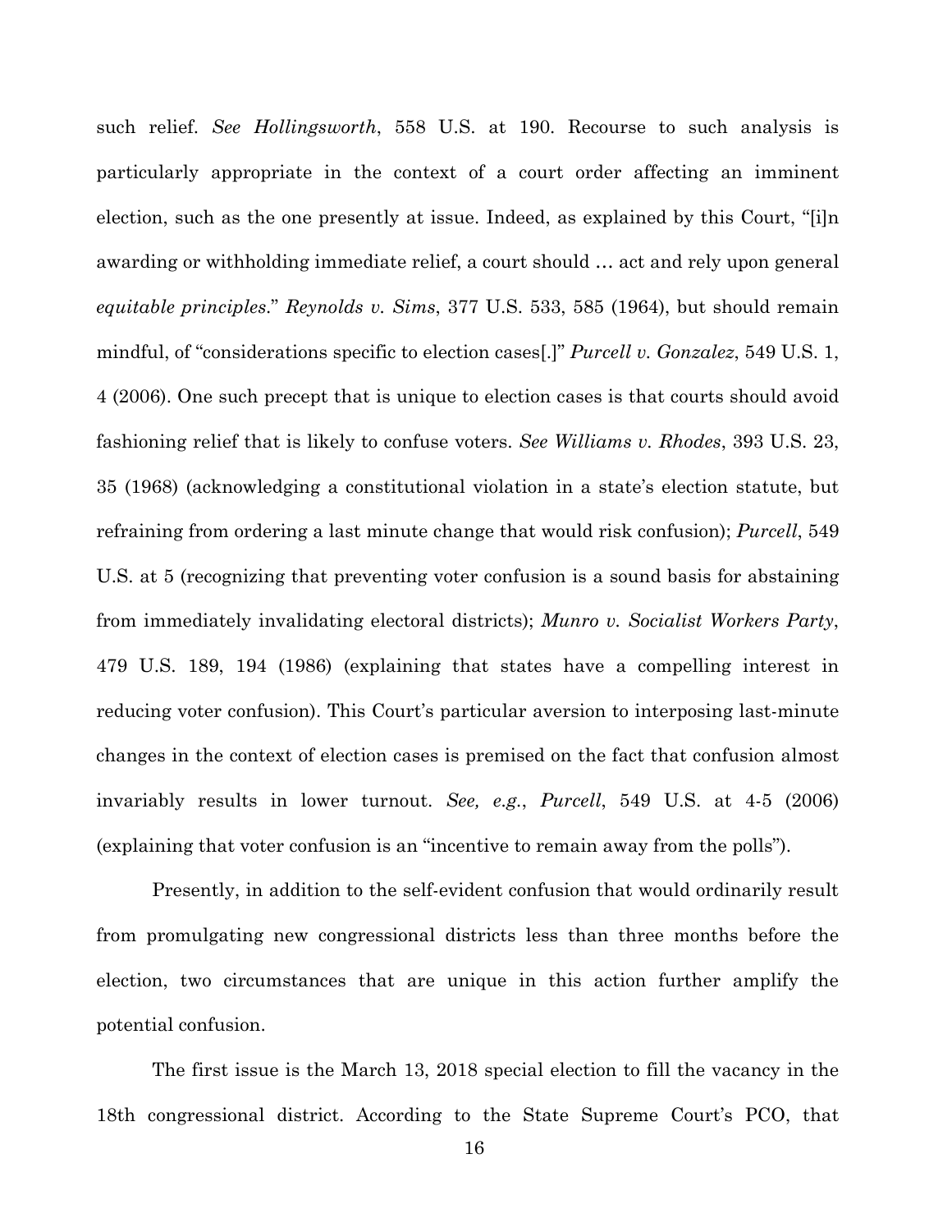such relief. *See Hollingsworth*, 558 U.S. at 190. Recourse to such analysis is particularly appropriate in the context of a court order affecting an imminent election, such as the one presently at issue. Indeed, as explained by this Court, "[i]n awarding or withholding immediate relief, a court should … act and rely upon general *equitable principles*." *Reynolds v. Sims*, 377 U.S. 533, 585 (1964), but should remain mindful, of "considerations specific to election cases[.]" *Purcell v. Gonzalez*, 549 U.S. 1, 4 (2006). One such precept that is unique to election cases is that courts should avoid fashioning relief that is likely to confuse voters. *See Williams v. Rhodes*, 393 U.S. 23, 35 (1968) (acknowledging a constitutional violation in a state's election statute, but refraining from ordering a last minute change that would risk confusion); *Purcell*, 549 U.S. at 5 (recognizing that preventing voter confusion is a sound basis for abstaining from immediately invalidating electoral districts); *Munro v. Socialist Workers Party*, 479 U.S. 189, 194 (1986) (explaining that states have a compelling interest in reducing voter confusion). This Court's particular aversion to interposing last-minute changes in the context of election cases is premised on the fact that confusion almost invariably results in lower turnout. *See, e.g.*, *Purcell*, 549 U.S. at 4-5 (2006) (explaining that voter confusion is an "incentive to remain away from the polls").

Presently, in addition to the self-evident confusion that would ordinarily result from promulgating new congressional districts less than three months before the election, two circumstances that are unique in this action further amplify the potential confusion.

The first issue is the March 13, 2018 special election to fill the vacancy in the 18th congressional district. According to the State Supreme Court's PCO, that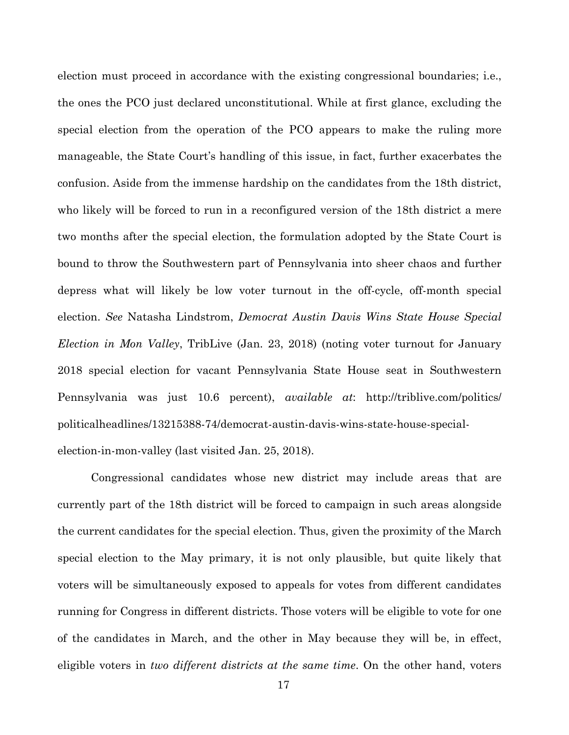election must proceed in accordance with the existing congressional boundaries; i.e., the ones the PCO just declared unconstitutional. While at first glance, excluding the special election from the operation of the PCO appears to make the ruling more manageable, the State Court's handling of this issue, in fact, further exacerbates the confusion. Aside from the immense hardship on the candidates from the 18th district, who likely will be forced to run in a reconfigured version of the 18th district a mere two months after the special election, the formulation adopted by the State Court is bound to throw the Southwestern part of Pennsylvania into sheer chaos and further depress what will likely be low voter turnout in the off-cycle, off-month special election. *See* Natasha Lindstrom, *Democrat Austin Davis Wins State House Special Election in Mon Valley*, TribLive (Jan. 23, 2018) (noting voter turnout for January 2018 special election for vacant Pennsylvania State House seat in Southwestern Pennsylvania was just 10.6 percent), *available at*: http://triblive.com/politics/politicalheadlines/13215388-74/democrat-austin-davis-wins-state-house-special-election-in-mon-valley (last visited Jan. 25, 2018).

Congressional candidates whose new district may include areas that are currently part of the 18th district will be forced to campaign in such areas alongside the current candidates for the special election. Thus, given the proximity of the March special election to the May primary, it is not only plausible, but quite likely that voters will be simultaneously exposed to appeals for votes from different candidates running for Congress in different districts. Those voters will be eligible to vote for one of the candidates in March, and the other in May because they will be, in effect, eligible voters in *two different districts at the same time*. On the other hand, voters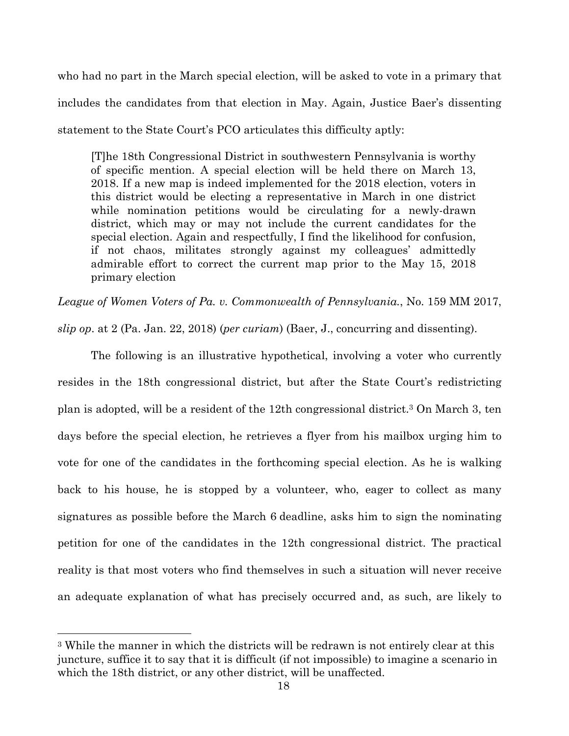who had no part in the March special election, will be asked to vote in a primary that includes the candidates from that election in May. Again, Justice Baer's dissenting statement to the State Court's PCO articulates this difficulty aptly:

> [T]he 18th Congressional District in southwestern Pennsylvania is worthy of specific mention. A special election will be held there on March 13, 2018. If a new map is indeed implemented for the 2018 election, voters in this district would be electing a representative in March in one district while nomination petitions would be circulating for a newly-drawn district, which may or may not include the current candidates for the special election. Again and respectfully, I find the likelihood for confusion, if not chaos, militates strongly against my colleagues' admittedly admirable effort to correct the current map prior to the May 15, 2018 primary election

*League of Women Voters of Pa. v. Commonwealth of Pennsylvania.*, No. 159 MM 2017, *slip op*. at 2 (Pa. Jan. 22, 2018) (*per curiam*) (Baer, J., concurring and dissenting).

The following is an illustrative hypothetical, involving a voter who currently resides in the 18th congressional district, but after the State Court's redistricting plan is adopted, will be a resident of the 12th congressional district.[3] On March 3, ten days before the special election, he retrieves a flyer from his mailbox urging him to vote for one of the candidates in the forthcoming special election. As he is walking back to his house, he is stopped by a volunteer, who, eager to collect as many signatures as possible before the March 6 deadline, asks him to sign the nominating petition for one of the candidates in the 12th congressional district. The practical reality is that most voters who find themselves in such a situation will never receive an adequate explanation of what has precisely occurred and, as such, are likely to

[3] While the manner in which the districts will be redrawn is not entirely clear at this juncture, suffice it to say that it is difficult (if not impossible) to imagine a scenario in which the 18th district, or any other district, will be unaffected.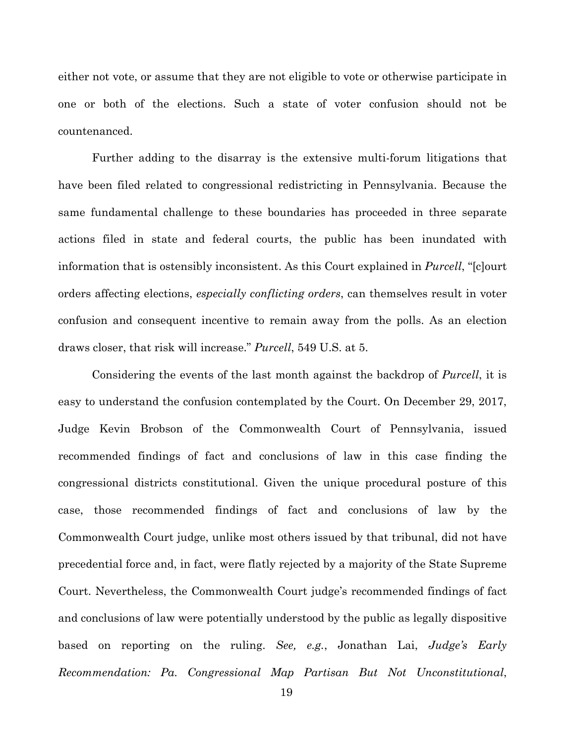either not vote, or assume that they are not eligible to vote or otherwise participate in one or both of the elections. Such a state of voter confusion should not be countenanced.

Further adding to the disarray is the extensive multi-forum litigations that have been filed related to congressional redistricting in Pennsylvania. Because the same fundamental challenge to these boundaries has proceeded in three separate actions filed in state and federal courts, the public has been inundated with information that is ostensibly inconsistent. As this Court explained in *Purcell*, "[c]ourt orders affecting elections, *especially conflicting orders*, can themselves result in voter confusion and consequent incentive to remain away from the polls. As an election draws closer, that risk will increase." *Purcell*, 549 U.S. at 5.

Considering the events of the last month against the backdrop of *Purcell*, it is easy to understand the confusion contemplated by the Court. On December 29, 2017, Judge Kevin Brobson of the Commonwealth Court of Pennsylvania, issued recommended findings of fact and conclusions of law in this case finding the congressional districts constitutional. Given the unique procedural posture of this case, those recommended findings of fact and conclusions of law by the Commonwealth Court judge, unlike most others issued by that tribunal, did not have precedential force and, in fact, were flatly rejected by a majority of the State Supreme Court. Nevertheless, the Commonwealth Court judge's recommended findings of fact and conclusions of law were potentially understood by the public as legally dispositive based on reporting on the ruling. *See, e.g.*, Jonathan Lai, *Judge's Early Recommendation: Pa. Congressional Map Partisan But Not Unconstitutional*,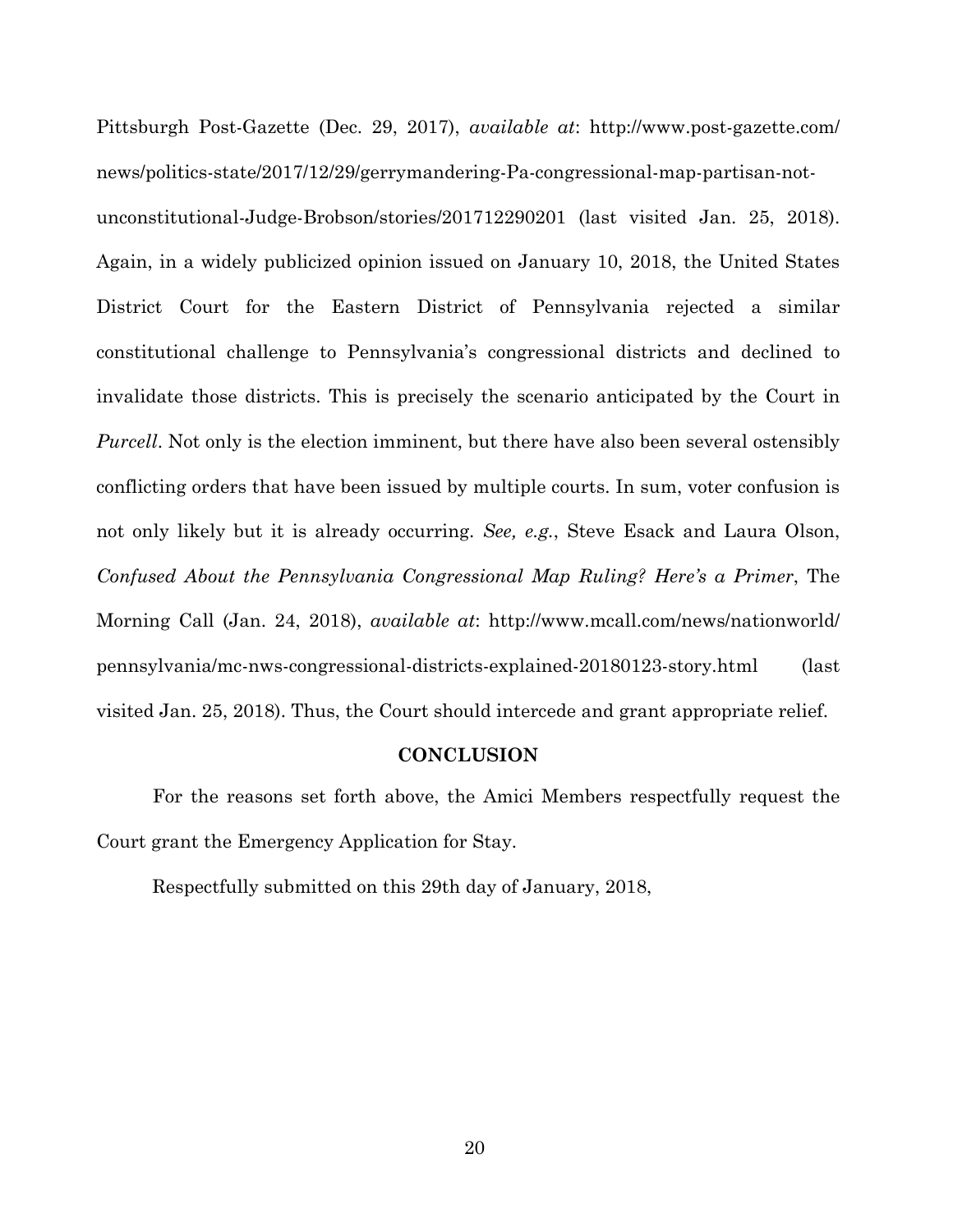Pittsburgh Post-Gazette (Dec. 29, 2017), *available at*: http://www.post-gazette.com/news/politics-state/2017/12/29/gerrymandering-Pa-congressional-map-partisan-not-unconstitutional-Judge-Brobson/stories/201712290201 (last visited Jan. 25, 2018). Again, in a widely publicized opinion issued on January 10, 2018, the United States District Court for the Eastern District of Pennsylvania rejected a similar constitutional challenge to Pennsylvania's congressional districts and declined to invalidate those districts. This is precisely the scenario anticipated by the Court in *Purcell*. Not only is the election imminent, but there have also been several ostensibly conflicting orders that have been issued by multiple courts. In sum, voter confusion is not only likely but it is already occurring. *See, e.g.*, Steve Esack and Laura Olson, *Confused About the Pennsylvania Congressional Map Ruling? Here's a Primer*, The Morning Call (Jan. 24, 2018), *available at*: http://www.mcall.com/news/nationworld/pennsylvania/mc-nws-congressional-districts-explained-20180123-story.html (last visited Jan. 25, 2018). Thus, the Court should intercede and grant appropriate relief.

## CONCLUSION

For the reasons set forth above, the Amici Members respectfully request the Court grant the Emergency Application for Stay.

Respectfully submitted on this 29th day of January, 2018,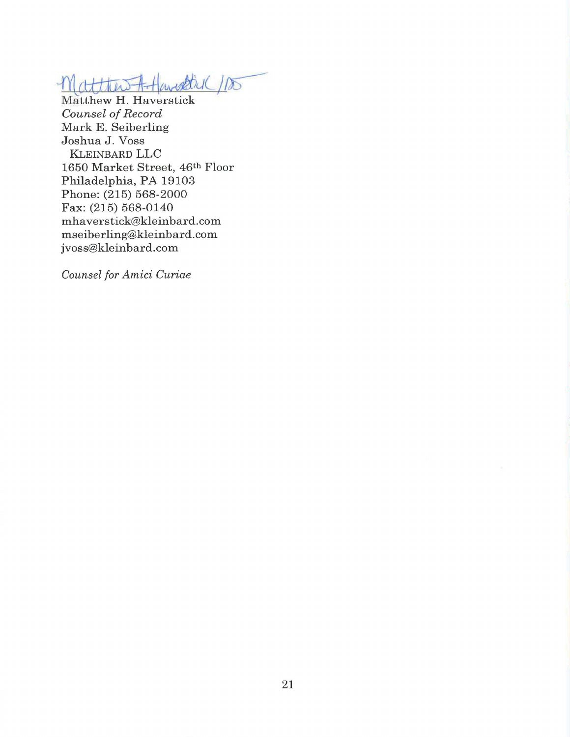Matthew H. Haverstick
*Counsel of Record*
Mark E. Seiberling
Joshua J. Voss
KLEINBARD LLC
1650 Market Street, 46th Floor
Philadelphia, PA 19103
Phone: (215) 568-2000
Fax: (215) 568-0140
mhaverstick@kleinbard.com
mseiberling@kleinbard.com
jvoss@kleinbard.com

*Counsel for Amici Curiae*